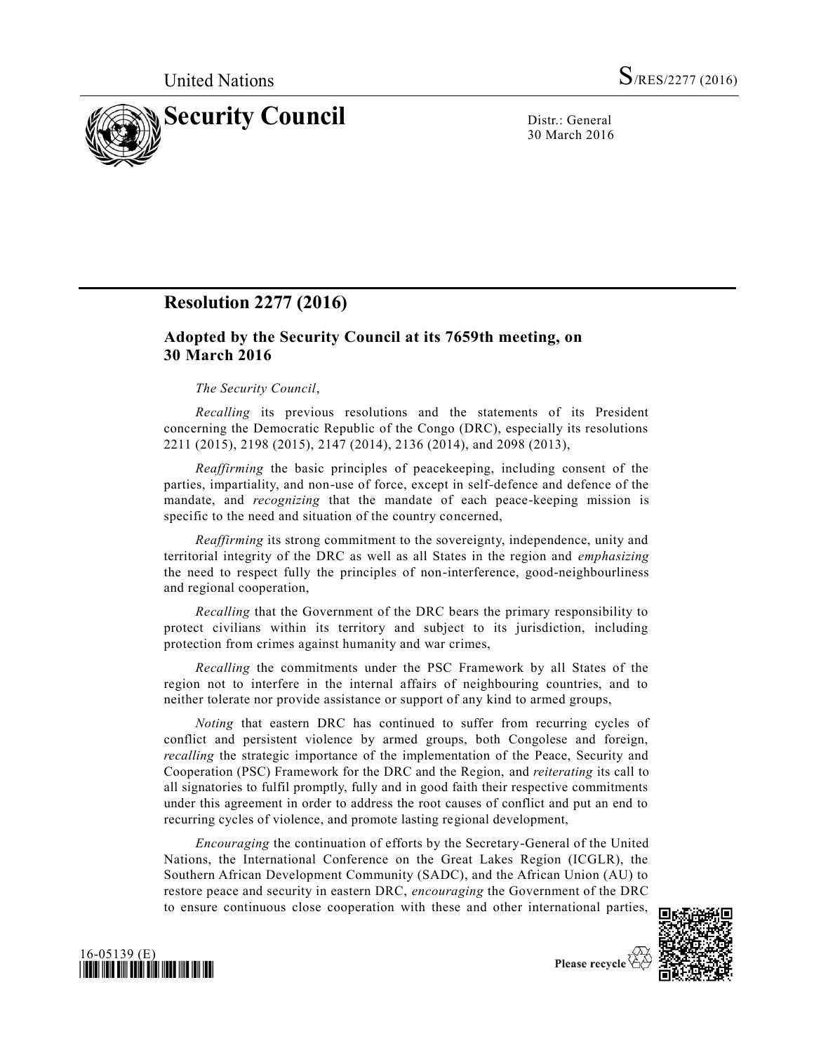# Resolution 2277 (2016)

## Adopted by the Security Council at its 7659th meeting, on 30 March 2016

*The Security Council*,

*Recalling* its previous resolutions and the statements of its President concerning the Democratic Republic of the Congo (DRC), especially its resolutions 2211 (2015), 2198 (2015), 2147 (2014), 2136 (2014), and 2098 (2013),

*Reaffirming* the basic principles of peacekeeping, including consent of the parties, impartiality, and non-use of force, except in self-defence and defence of the mandate, and *recognizing* that the mandate of each peace-keeping mission is specific to the need and situation of the country concerned,

*Reaffirming* its strong commitment to the sovereignty, independence, unity and territorial integrity of the DRC as well as all States in the region and *emphasizing* the need to respect fully the principles of non-interference, good-neighbourliness and regional cooperation,

*Recalling* that the Government of the DRC bears the primary responsibility to protect civilians within its territory and subject to its jurisdiction, including protection from crimes against humanity and war crimes,

*Recalling* the commitments under the PSC Framework by all States of the region not to interfere in the internal affairs of neighbouring countries, and to neither tolerate nor provide assistance or support of any kind to armed groups,

*Noting* that eastern DRC has continued to suffer from recurring cycles of conflict and persistent violence by armed groups, both Congolese and foreign, *recalling* the strategic importance of the implementation of the Peace, Security and Cooperation (PSC) Framework for the DRC and the Region, and *reiterating* its call to all signatories to fulfil promptly, fully and in good faith their respective commitments under this agreement in order to address the root causes of conflict and put an end to recurring cycles of violence, and promote lasting regional development,

*Encouraging* the continuation of efforts by the Secretary-General of the United Nations, the International Conference on the Great Lakes Region (ICGLR), the Southern African Development Community (SADC), and the African Union (AU) to restore peace and security in eastern DRC, *encouraging* the Government of the DRC to ensure continuous close cooperation with these and other international parties,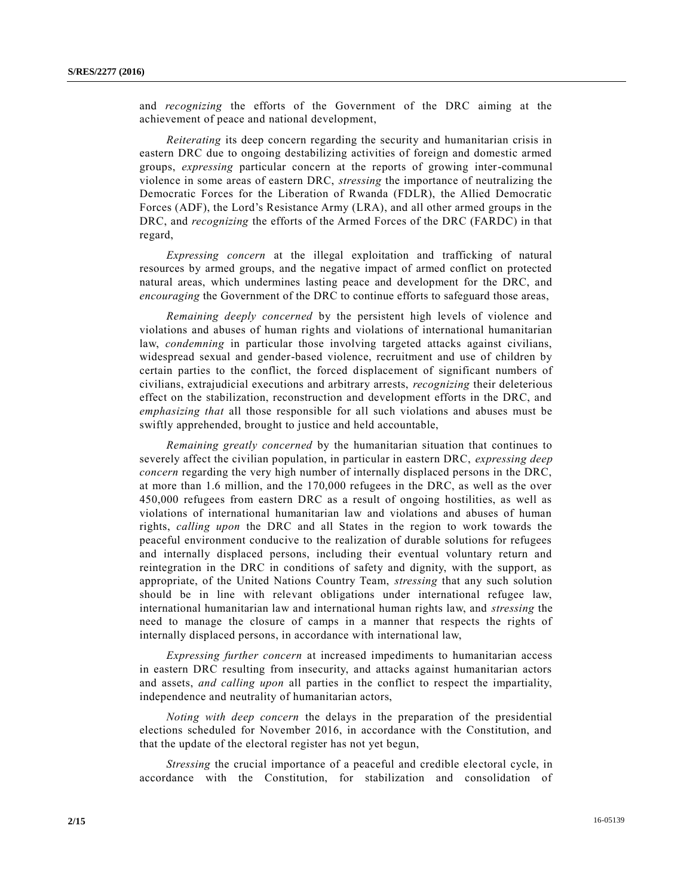and *recognizing* the efforts of the Government of the DRC aiming at the achievement of peace and national development,

*Reiterating* its deep concern regarding the security and humanitarian crisis in eastern DRC due to ongoing destabilizing activities of foreign and domestic armed groups, *expressing* particular concern at the reports of growing inter-communal violence in some areas of eastern DRC, *stressing* the importance of neutralizing the Democratic Forces for the Liberation of Rwanda (FDLR), the Allied Democratic Forces (ADF), the Lord's Resistance Army (LRA), and all other armed groups in the DRC, and *recognizing* the efforts of the Armed Forces of the DRC (FARDC) in that regard,

*Expressing concern* at the illegal exploitation and trafficking of natural resources by armed groups, and the negative impact of armed conflict on protected natural areas, which undermines lasting peace and development for the DRC, and *encouraging* the Government of the DRC to continue efforts to safeguard those areas,

*Remaining deeply concerned* by the persistent high levels of violence and violations and abuses of human rights and violations of international humanitarian law, *condemning* in particular those involving targeted attacks against civilians, widespread sexual and gender-based violence, recruitment and use of children by certain parties to the conflict, the forced displacement of significant numbers of civilians, extrajudicial executions and arbitrary arrests, *recognizing* their deleterious effect on the stabilization, reconstruction and development efforts in the DRC, and *emphasizing that* all those responsible for all such violations and abuses must be swiftly apprehended, brought to justice and held accountable,

*Remaining greatly concerned* by the humanitarian situation that continues to severely affect the civilian population, in particular in eastern DRC, *expressing deep concern* regarding the very high number of internally displaced persons in the DRC, at more than 1.6 million, and the 170,000 refugees in the DRC, as well as the over 450,000 refugees from eastern DRC as a result of ongoing hostilities, as well as violations of international humanitarian law and violations and abuses of human rights, *calling upon* the DRC and all States in the region to work towards the peaceful environment conducive to the realization of durable solutions for refugees and internally displaced persons, including their eventual voluntary return and reintegration in the DRC in conditions of safety and dignity, with the support, as appropriate, of the United Nations Country Team, *stressing* that any such solution should be in line with relevant obligations under international refugee law, international humanitarian law and international human rights law, and *stressing* the need to manage the closure of camps in a manner that respects the rights of internally displaced persons, in accordance with international law,

*Expressing further concern* at increased impediments to humanitarian access in eastern DRC resulting from insecurity, and attacks against humanitarian actors and assets, *and calling upon* all parties in the conflict to respect the impartiality, independence and neutrality of humanitarian actors,

*Noting with deep concern* the delays in the preparation of the presidential elections scheduled for November 2016, in accordance with the Constitution, and that the update of the electoral register has not yet begun,

*Stressing* the crucial importance of a peaceful and credible electoral cycle, in accordance with the Constitution, for stabilization and consolidation of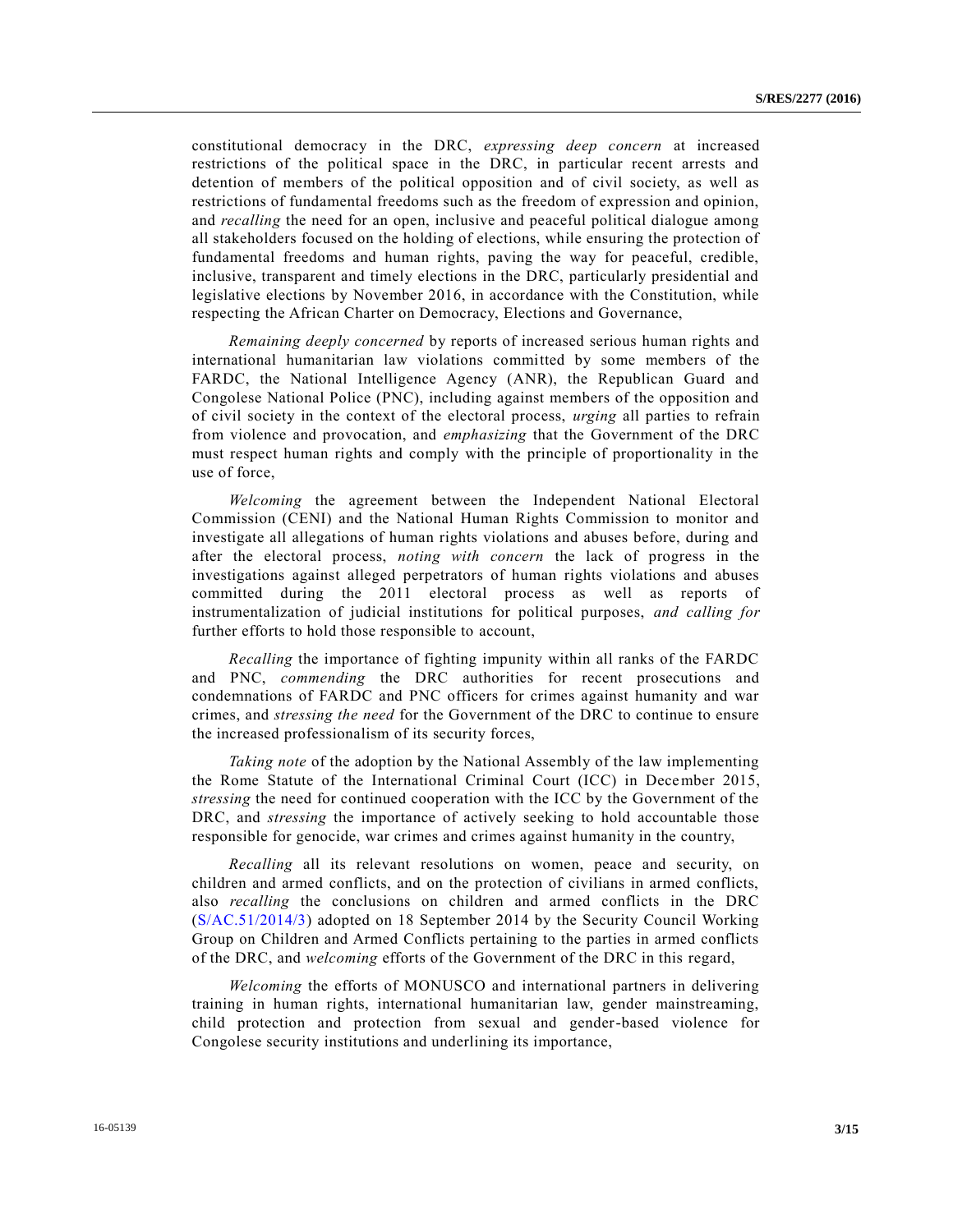constitutional democracy in the DRC, *expressing deep concern* at increased restrictions of the political space in the DRC, in particular recent arrests and detention of members of the political opposition and of civil society, as well as restrictions of fundamental freedoms such as the freedom of expression and opinion, and *recalling* the need for an open, inclusive and peaceful political dialogue among all stakeholders focused on the holding of elections, while ensuring the protection of fundamental freedoms and human rights, paving the way for peaceful, credible, inclusive, transparent and timely elections in the DRC, particularly presidential and legislative elections by November 2016, in accordance with the Constitution, while respecting the African Charter on Democracy, Elections and Governance,

*Remaining deeply concerned* by reports of increased serious human rights and international humanitarian law violations committed by some members of the FARDC, the National Intelligence Agency (ANR), the Republican Guard and Congolese National Police (PNC), including against members of the opposition and of civil society in the context of the electoral process, *urging* all parties to refrain from violence and provocation, and *emphasizing* that the Government of the DRC must respect human rights and comply with the principle of proportionality in the use of force,

*Welcoming* the agreement between the Independent National Electoral Commission (CENI) and the National Human Rights Commission to monitor and investigate all allegations of human rights violations and abuses before, during and after the electoral process, *noting with concern* the lack of progress in the investigations against alleged perpetrators of human rights violations and abuses committed during the 2011 electoral process as well as reports of instrumentalization of judicial institutions for political purposes, *and calling for* further efforts to hold those responsible to account,

*Recalling* the importance of fighting impunity within all ranks of the FARDC and PNC, *commending* the DRC authorities for recent prosecutions and condemnations of FARDC and PNC officers for crimes against humanity and war crimes, and *stressing the need* for the Government of the DRC to continue to ensure the increased professionalism of its security forces,

*Taking note* of the adoption by the National Assembly of the law implementing the Rome Statute of the International Criminal Court (ICC) in December 2015, *stressing* the need for continued cooperation with the ICC by the Government of the DRC, and *stressing* the importance of actively seeking to hold accountable those responsible for genocide, war crimes and crimes against humanity in the country,

*Recalling* all its relevant resolutions on women, peace and security, on children and armed conflicts, and on the protection of civilians in armed conflicts, also *recalling* the conclusions on children and armed conflicts in the DRC (S/AC.51/2014/3) adopted on 18 September 2014 by the Security Council Working Group on Children and Armed Conflicts pertaining to the parties in armed conflicts of the DRC, and *welcoming* efforts of the Government of the DRC in this regard,

*Welcoming* the efforts of MONUSCO and international partners in delivering training in human rights, international humanitarian law, gender mainstreaming, child protection and protection from sexual and gender-based violence for Congolese security institutions and underlining its importance,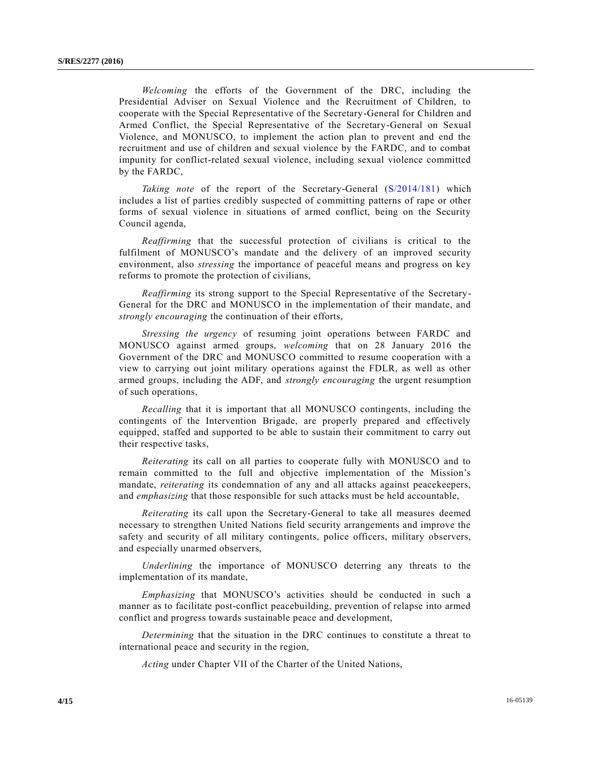*Welcoming* the efforts of the Government of the DRC, including the Presidential Adviser on Sexual Violence and the Recruitment of Children, to cooperate with the Special Representative of the Secretary-General for Children and Armed Conflict, the Special Representative of the Secretary-General on Sexual Violence, and MONUSCO, to implement the action plan to prevent and end the recruitment and use of children and sexual violence by the FARDC, and to combat impunity for conflict-related sexual violence, including sexual violence committed by the FARDC,

*Taking note* of the report of the Secretary-General (S/2014/181) which includes a list of parties credibly suspected of committing patterns of rape or other forms of sexual violence in situations of armed conflict, being on the Security Council agenda,

*Reaffirming* that the successful protection of civilians is critical to the fulfilment of MONUSCO's mandate and the delivery of an improved security environment, also *stressing* the importance of peaceful means and progress on key reforms to promote the protection of civilians,

*Reaffirming* its strong support to the Special Representative of the Secretary-General for the DRC and MONUSCO in the implementation of their mandate, and *strongly encouraging* the continuation of their efforts,

*Stressing the urgency* of resuming joint operations between FARDC and MONUSCO against armed groups, *welcoming* that on 28 January 2016 the Government of the DRC and MONUSCO committed to resume cooperation with a view to carrying out joint military operations against the FDLR, as well as other armed groups, including the ADF, and *strongly encouraging* the urgent resumption of such operations,

*Recalling* that it is important that all MONUSCO contingents, including the contingents of the Intervention Brigade, are properly prepared and effectively equipped, staffed and supported to be able to sustain their commitment to carry out their respective tasks,

*Reiterating* its call on all parties to cooperate fully with MONUSCO and to remain committed to the full and objective implementation of the Mission's mandate, *reiterating* its condemnation of any and all attacks against peacekeepers, and *emphasizing* that those responsible for such attacks must be held accountable,

*Reiterating* its call upon the Secretary-General to take all measures deemed necessary to strengthen United Nations field security arrangements and improve the safety and security of all military contingents, police officers, military observers, and especially unarmed observers,

*Underlining* the importance of MONUSCO deterring any threats to the implementation of its mandate,

*Emphasizing* that MONUSCO's activities should be conducted in such a manner as to facilitate post-conflict peacebuilding, prevention of relapse into armed conflict and progress towards sustainable peace and development,

*Determining* that the situation in the DRC continues to constitute a threat to international peace and security in the region,

*Acting* under Chapter VII of the Charter of the United Nations,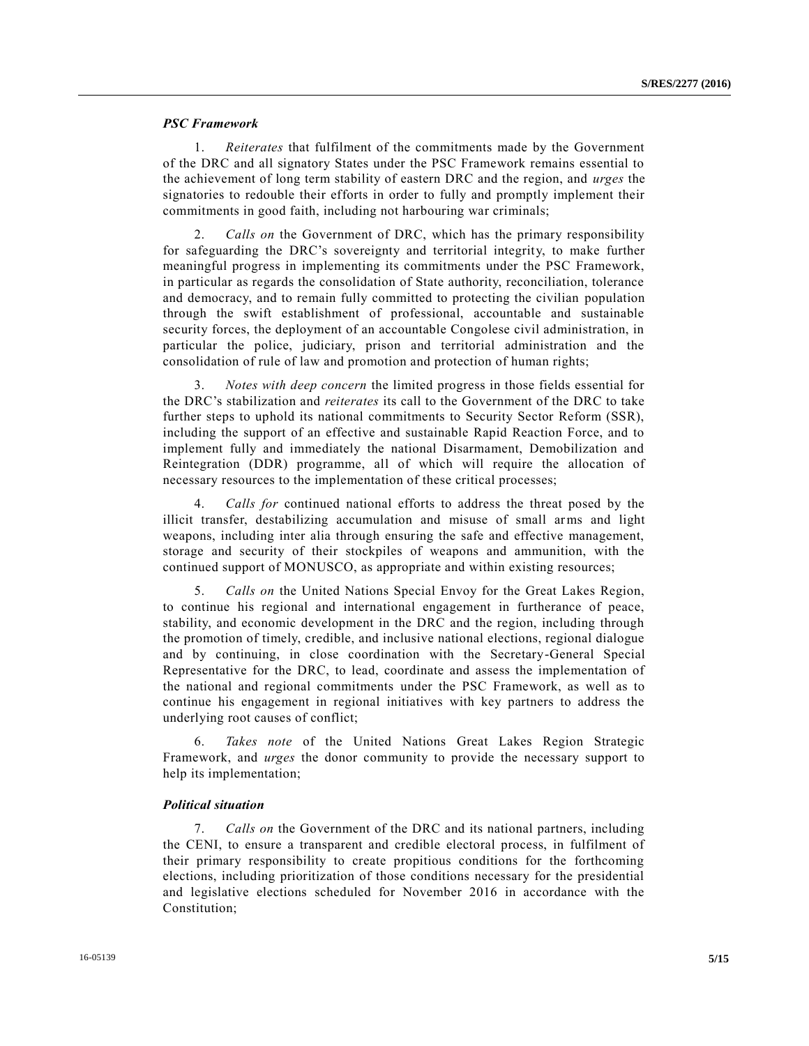***PSC Framework***

1. *Reiterates* that fulfilment of the commitments made by the Government of the DRC and all signatory States under the PSC Framework remains essential to the achievement of long term stability of eastern DRC and the region, and *urges* the signatories to redouble their efforts in order to fully and promptly implement their commitments in good faith, including not harbouring war criminals;

2. *Calls on* the Government of DRC, which has the primary responsibility for safeguarding the DRC's sovereignty and territorial integrity, to make further meaningful progress in implementing its commitments under the PSC Framework, in particular as regards the consolidation of State authority, reconciliation, tolerance and democracy, and to remain fully committed to protecting the civilian population through the swift establishment of professional, accountable and sustainable security forces, the deployment of an accountable Congolese civil administration, in particular the police, judiciary, prison and territorial administration and the consolidation of rule of law and promotion and protection of human rights;

3. *Notes with deep concern* the limited progress in those fields essential for the DRC's stabilization and *reiterates* its call to the Government of the DRC to take further steps to uphold its national commitments to Security Sector Reform (SSR), including the support of an effective and sustainable Rapid Reaction Force, and to implement fully and immediately the national Disarmament, Demobilization and Reintegration (DDR) programme, all of which will require the allocation of necessary resources to the implementation of these critical processes;

4. *Calls for* continued national efforts to address the threat posed by the illicit transfer, destabilizing accumulation and misuse of small arms and light weapons, including inter alia through ensuring the safe and effective management, storage and security of their stockpiles of weapons and ammunition, with the continued support of MONUSCO, as appropriate and within existing resources;

5. *Calls on* the United Nations Special Envoy for the Great Lakes Region, to continue his regional and international engagement in furtherance of peace, stability, and economic development in the DRC and the region, including through the promotion of timely, credible, and inclusive national elections, regional dialogue and by continuing, in close coordination with the Secretary-General Special Representative for the DRC, to lead, coordinate and assess the implementation of the national and regional commitments under the PSC Framework, as well as to continue his engagement in regional initiatives with key partners to address the underlying root causes of conflict;

6. *Takes note* of the United Nations Great Lakes Region Strategic Framework, and *urges* the donor community to provide the necessary support to help its implementation;

***Political situation***

7. *Calls on* the Government of the DRC and its national partners, including the CENI, to ensure a transparent and credible electoral process, in fulfilment of their primary responsibility to create propitious conditions for the forthcoming elections, including prioritization of those conditions necessary for the presidential and legislative elections scheduled for November 2016 in accordance with the Constitution;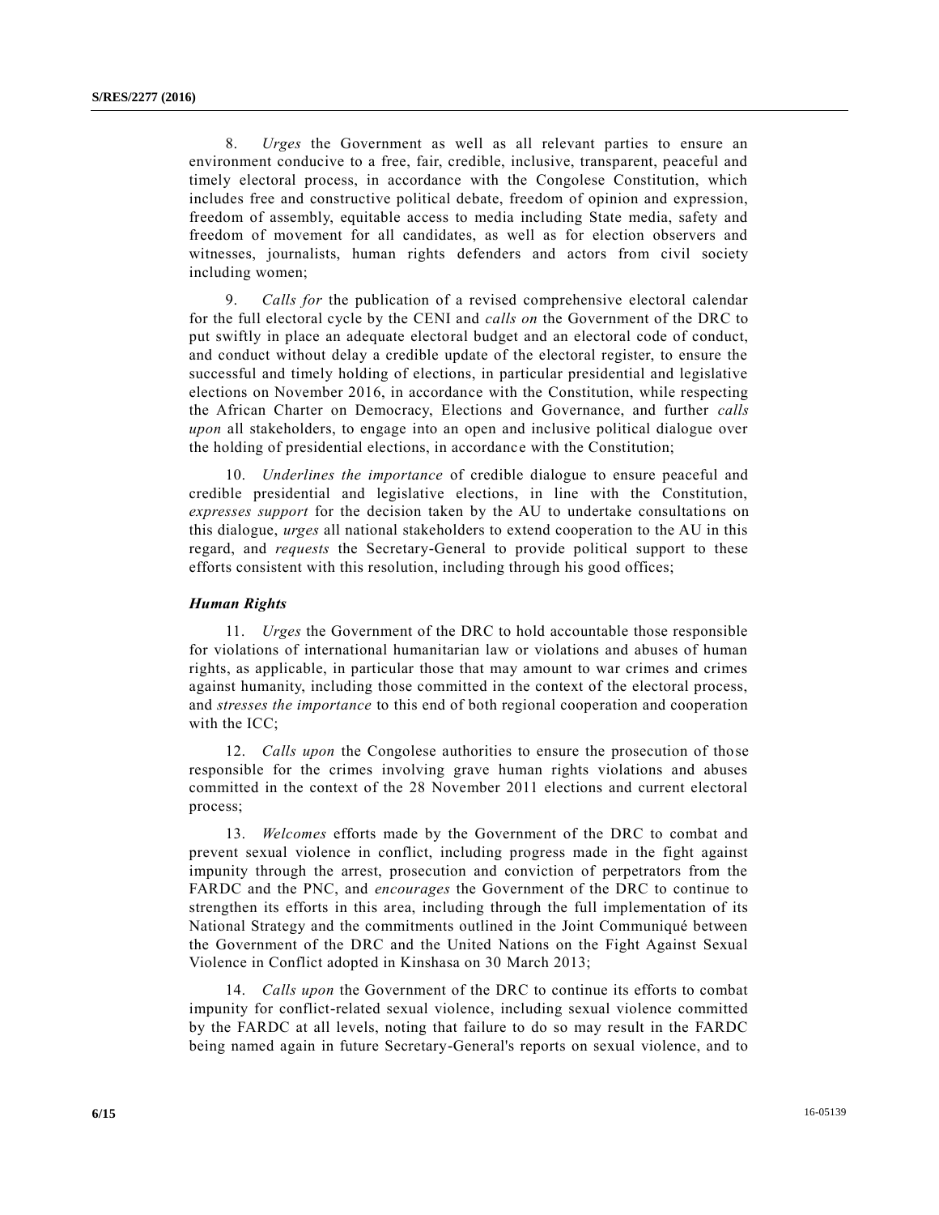8. *Urges* the Government as well as all relevant parties to ensure an environment conducive to a free, fair, credible, inclusive, transparent, peaceful and timely electoral process, in accordance with the Congolese Constitution, which includes free and constructive political debate, freedom of opinion and expression, freedom of assembly, equitable access to media including State media, safety and freedom of movement for all candidates, as well as for election observers and witnesses, journalists, human rights defenders and actors from civil society including women;

9. *Calls for* the publication of a revised comprehensive electoral calendar for the full electoral cycle by the CENI and *calls on* the Government of the DRC to put swiftly in place an adequate electoral budget and an electoral code of conduct, and conduct without delay a credible update of the electoral register, to ensure the successful and timely holding of elections, in particular presidential and legislative elections on November 2016, in accordance with the Constitution, while respecting the African Charter on Democracy, Elections and Governance, and further *calls upon* all stakeholders, to engage into an open and inclusive political dialogue over the holding of presidential elections, in accordance with the Constitution;

10. *Underlines the importance* of credible dialogue to ensure peaceful and credible presidential and legislative elections, in line with the Constitution, *expresses support* for the decision taken by the AU to undertake consultations on this dialogue, *urges* all national stakeholders to extend cooperation to the AU in this regard, and *requests* the Secretary-General to provide political support to these efforts consistent with this resolution, including through his good offices;

***Human Rights***

11. *Urges* the Government of the DRC to hold accountable those responsible for violations of international humanitarian law or violations and abuses of human rights, as applicable, in particular those that may amount to war crimes and crimes against humanity, including those committed in the context of the electoral process, and *stresses the importance* to this end of both regional cooperation and cooperation with the ICC;

12. *Calls upon* the Congolese authorities to ensure the prosecution of those responsible for the crimes involving grave human rights violations and abuses committed in the context of the 28 November 2011 elections and current electoral process;

13. *Welcomes* efforts made by the Government of the DRC to combat and prevent sexual violence in conflict, including progress made in the fight against impunity through the arrest, prosecution and conviction of perpetrators from the FARDC and the PNC, and *encourages* the Government of the DRC to continue to strengthen its efforts in this area, including through the full implementation of its National Strategy and the commitments outlined in the Joint Communiqué between the Government of the DRC and the United Nations on the Fight Against Sexual Violence in Conflict adopted in Kinshasa on 30 March 2013;

14. *Calls upon* the Government of the DRC to continue its efforts to combat impunity for conflict-related sexual violence, including sexual violence committed by the FARDC at all levels, noting that failure to do so may result in the FARDC being named again in future Secretary-General's reports on sexual violence, and to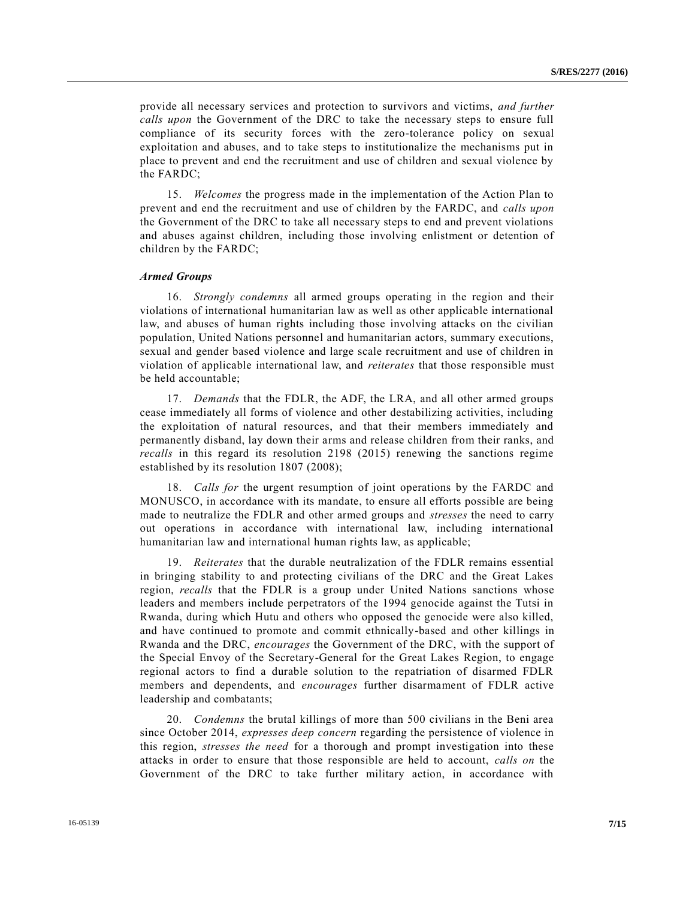provide all necessary services and protection to survivors and victims, *and further calls upon* the Government of the DRC to take the necessary steps to ensure full compliance of its security forces with the zero-tolerance policy on sexual exploitation and abuses, and to take steps to institutionalize the mechanisms put in place to prevent and end the recruitment and use of children and sexual violence by the FARDC;

15. *Welcomes* the progress made in the implementation of the Action Plan to prevent and end the recruitment and use of children by the FARDC, and *calls upon* the Government of the DRC to take all necessary steps to end and prevent violations and abuses against children, including those involving enlistment or detention of children by the FARDC;

***Armed Groups***

16. *Strongly condemns* all armed groups operating in the region and their violations of international humanitarian law as well as other applicable international law, and abuses of human rights including those involving attacks on the civilian population, United Nations personnel and humanitarian actors, summary executions, sexual and gender based violence and large scale recruitment and use of children in violation of applicable international law, and *reiterates* that those responsible must be held accountable;

17. *Demands* that the FDLR, the ADF, the LRA, and all other armed groups cease immediately all forms of violence and other destabilizing activities, including the exploitation of natural resources, and that their members immediately and permanently disband, lay down their arms and release children from their ranks, and *recalls* in this regard its resolution 2198 (2015) renewing the sanctions regime established by its resolution 1807 (2008);

18. *Calls for* the urgent resumption of joint operations by the FARDC and MONUSCO, in accordance with its mandate, to ensure all efforts possible are being made to neutralize the FDLR and other armed groups and *stresses* the need to carry out operations in accordance with international law, including international humanitarian law and international human rights law, as applicable;

19. *Reiterates* that the durable neutralization of the FDLR remains essential in bringing stability to and protecting civilians of the DRC and the Great Lakes region, *recalls* that the FDLR is a group under United Nations sanctions whose leaders and members include perpetrators of the 1994 genocide against the Tutsi in Rwanda, during which Hutu and others who opposed the genocide were also killed, and have continued to promote and commit ethnically-based and other killings in Rwanda and the DRC, *encourages* the Government of the DRC, with the support of the Special Envoy of the Secretary-General for the Great Lakes Region, to engage regional actors to find a durable solution to the repatriation of disarmed FDLR members and dependents, and *encourages* further disarmament of FDLR active leadership and combatants;

20. *Condemns* the brutal killings of more than 500 civilians in the Beni area since October 2014, *expresses deep concern* regarding the persistence of violence in this region, *stresses the need* for a thorough and prompt investigation into these attacks in order to ensure that those responsible are held to account, *calls on* the Government of the DRC to take further military action, in accordance with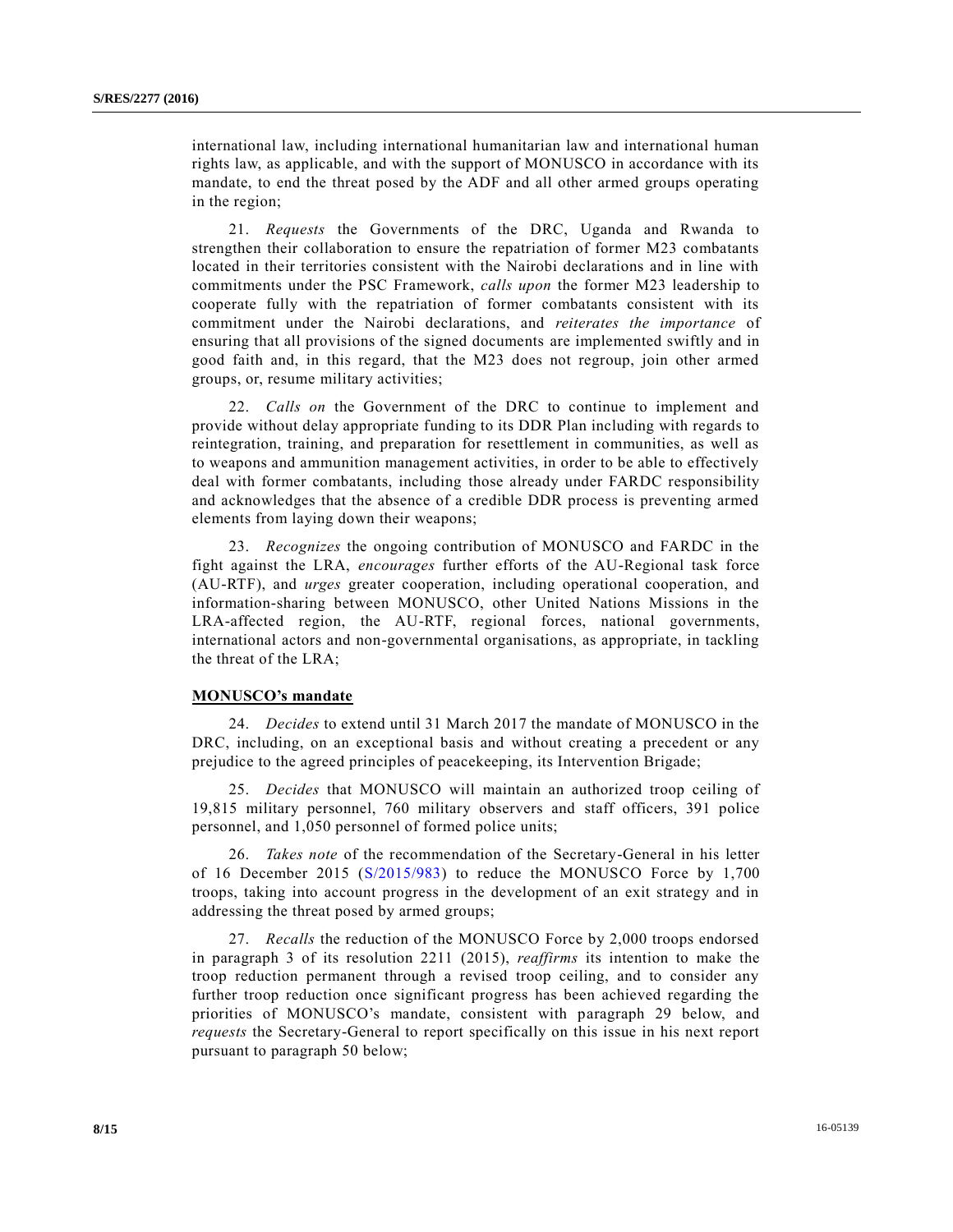international law, including international humanitarian law and international human rights law, as applicable, and with the support of MONUSCO in accordance with its mandate, to end the threat posed by the ADF and all other armed groups operating in the region;

21. *Requests* the Governments of the DRC, Uganda and Rwanda to strengthen their collaboration to ensure the repatriation of former M23 combatants located in their territories consistent with the Nairobi declarations and in line with commitments under the PSC Framework, *calls upon* the former M23 leadership to cooperate fully with the repatriation of former combatants consistent with its commitment under the Nairobi declarations, and *reiterates the importance* of ensuring that all provisions of the signed documents are implemented swiftly and in good faith and, in this regard, that the M23 does not regroup, join other armed groups, or, resume military activities;

22. *Calls on* the Government of the DRC to continue to implement and provide without delay appropriate funding to its DDR Plan including with regards to reintegration, training, and preparation for resettlement in communities, as well as to weapons and ammunition management activities, in order to be able to effectively deal with former combatants, including those already under FARDC responsibility and acknowledges that the absence of a credible DDR process is preventing armed elements from laying down their weapons;

23. *Recognizes* the ongoing contribution of MONUSCO and FARDC in the fight against the LRA, *encourages* further efforts of the AU-Regional task force (AU-RTF), and *urges* greater cooperation, including operational cooperation, and information-sharing between MONUSCO, other United Nations Missions in the LRA-affected region, the AU-RTF, regional forces, national governments, international actors and non-governmental organisations, as appropriate, in tackling the threat of the LRA;

**MONUSCO's mandate**

24. *Decides* to extend until 31 March 2017 the mandate of MONUSCO in the DRC, including, on an exceptional basis and without creating a precedent or any prejudice to the agreed principles of peacekeeping, its Intervention Brigade;

25. *Decides* that MONUSCO will maintain an authorized troop ceiling of 19,815 military personnel, 760 military observers and staff officers, 391 police personnel, and 1,050 personnel of formed police units;

26. *Takes note* of the recommendation of the Secretary-General in his letter of 16 December 2015 (S/2015/983) to reduce the MONUSCO Force by 1,700 troops, taking into account progress in the development of an exit strategy and in addressing the threat posed by armed groups;

27. *Recalls* the reduction of the MONUSCO Force by 2,000 troops endorsed in paragraph 3 of its resolution 2211 (2015), *reaffirms* its intention to make the troop reduction permanent through a revised troop ceiling, and to consider any further troop reduction once significant progress has been achieved regarding the priorities of MONUSCO's mandate, consistent with paragraph 29 below, and *requests* the Secretary-General to report specifically on this issue in his next report pursuant to paragraph 50 below;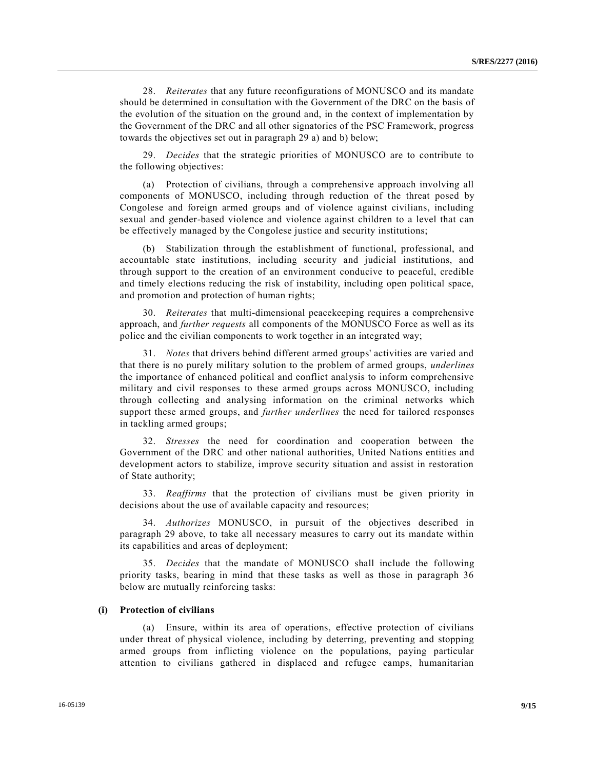28. *Reiterates* that any future reconfigurations of MONUSCO and its mandate should be determined in consultation with the Government of the DRC on the basis of the evolution of the situation on the ground and, in the context of implementation by the Government of the DRC and all other signatories of the PSC Framework, progress towards the objectives set out in paragraph 29 a) and b) below;

29. *Decides* that the strategic priorities of MONUSCO are to contribute to the following objectives:

(a) Protection of civilians, through a comprehensive approach involving all components of MONUSCO, including through reduction of the threat posed by Congolese and foreign armed groups and of violence against civilians, including sexual and gender-based violence and violence against children to a level that can be effectively managed by the Congolese justice and security institutions;

(b) Stabilization through the establishment of functional, professional, and accountable state institutions, including security and judicial institutions, and through support to the creation of an environment conducive to peaceful, credible and timely elections reducing the risk of instability, including open political space, and promotion and protection of human rights;

30. *Reiterates* that multi-dimensional peacekeeping requires a comprehensive approach, and *further requests* all components of the MONUSCO Force as well as its police and the civilian components to work together in an integrated way;

31. *Notes* that drivers behind different armed groups' activities are varied and that there is no purely military solution to the problem of armed groups, *underlines* the importance of enhanced political and conflict analysis to inform comprehensive military and civil responses to these armed groups across MONUSCO, including through collecting and analysing information on the criminal networks which support these armed groups, and *further underlines* the need for tailored responses in tackling armed groups;

32. *Stresses* the need for coordination and cooperation between the Government of the DRC and other national authorities, United Nations entities and development actors to stabilize, improve security situation and assist in restoration of State authority;

33. *Reaffirms* that the protection of civilians must be given priority in decisions about the use of available capacity and resources;

34. *Authorizes* MONUSCO, in pursuit of the objectives described in paragraph 29 above, to take all necessary measures to carry out its mandate within its capabilities and areas of deployment;

35. *Decides* that the mandate of MONUSCO shall include the following priority tasks, bearing in mind that these tasks as well as those in paragraph 36 below are mutually reinforcing tasks:

**(i) Protection of civilians**

(a) Ensure, within its area of operations, effective protection of civilians under threat of physical violence, including by deterring, preventing and stopping armed groups from inflicting violence on the populations, paying particular attention to civilians gathered in displaced and refugee camps, humanitarian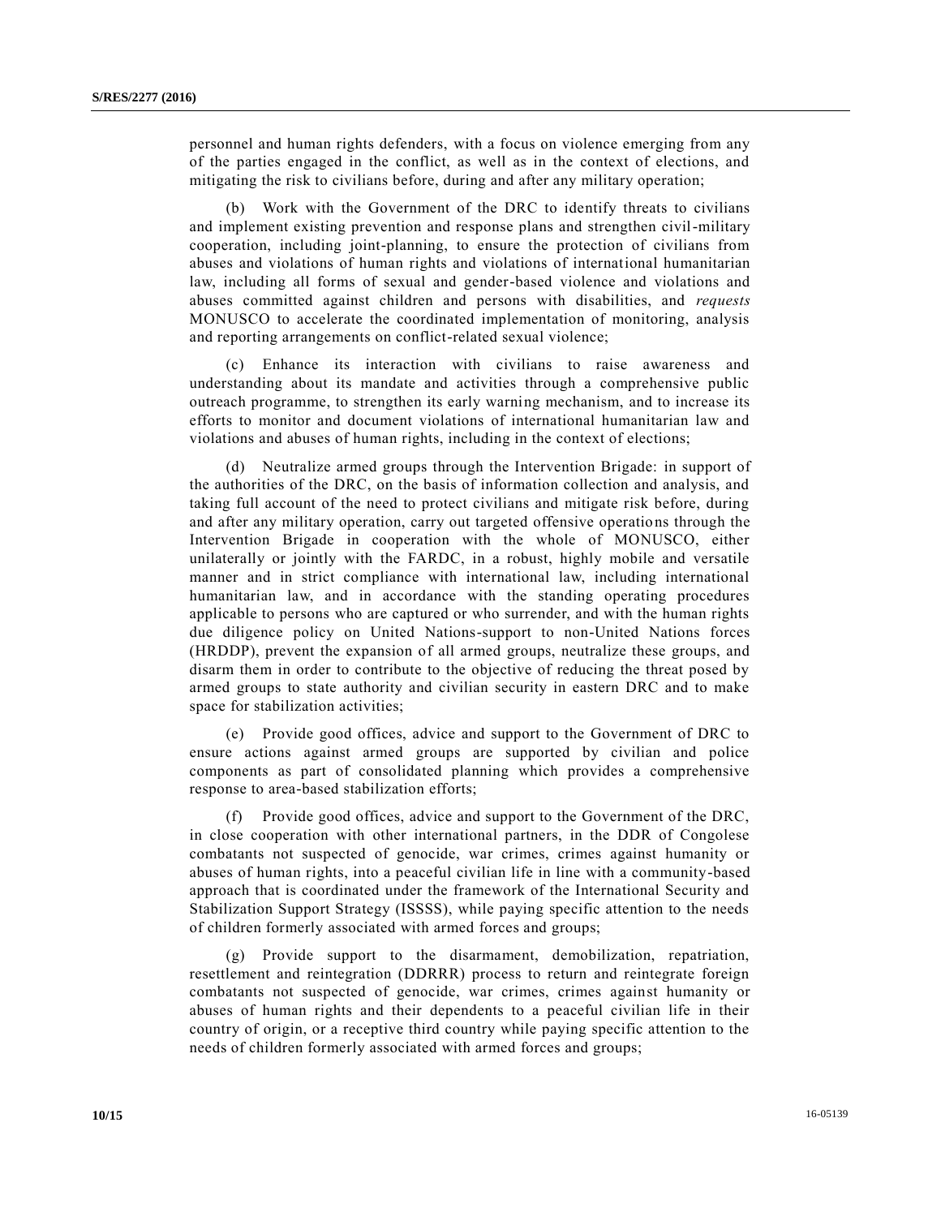personnel and human rights defenders, with a focus on violence emerging from any of the parties engaged in the conflict, as well as in the context of elections, and mitigating the risk to civilians before, during and after any military operation;

(b) Work with the Government of the DRC to identify threats to civilians and implement existing prevention and response plans and strengthen civil-military cooperation, including joint-planning, to ensure the protection of civilians from abuses and violations of human rights and violations of international humanitarian law, including all forms of sexual and gender-based violence and violations and abuses committed against children and persons with disabilities, and *requests* MONUSCO to accelerate the coordinated implementation of monitoring, analysis and reporting arrangements on conflict-related sexual violence;

(c) Enhance its interaction with civilians to raise awareness and understanding about its mandate and activities through a comprehensive public outreach programme, to strengthen its early warning mechanism, and to increase its efforts to monitor and document violations of international humanitarian law and violations and abuses of human rights, including in the context of elections;

(d) Neutralize armed groups through the Intervention Brigade: in support of the authorities of the DRC, on the basis of information collection and analysis, and taking full account of the need to protect civilians and mitigate risk before, during and after any military operation, carry out targeted offensive operations through the Intervention Brigade in cooperation with the whole of MONUSCO, either unilaterally or jointly with the FARDC, in a robust, highly mobile and versatile manner and in strict compliance with international law, including international humanitarian law, and in accordance with the standing operating procedures applicable to persons who are captured or who surrender, and with the human rights due diligence policy on United Nations-support to non-United Nations forces (HRDDP), prevent the expansion of all armed groups, neutralize these groups, and disarm them in order to contribute to the objective of reducing the threat posed by armed groups to state authority and civilian security in eastern DRC and to make space for stabilization activities;

(e) Provide good offices, advice and support to the Government of DRC to ensure actions against armed groups are supported by civilian and police components as part of consolidated planning which provides a comprehensive response to area-based stabilization efforts;

(f) Provide good offices, advice and support to the Government of the DRC, in close cooperation with other international partners, in the DDR of Congolese combatants not suspected of genocide, war crimes, crimes against humanity or abuses of human rights, into a peaceful civilian life in line with a community-based approach that is coordinated under the framework of the International Security and Stabilization Support Strategy (ISSSS), while paying specific attention to the needs of children formerly associated with armed forces and groups;

(g) Provide support to the disarmament, demobilization, repatriation, resettlement and reintegration (DDRRR) process to return and reintegrate foreign combatants not suspected of genocide, war crimes, crimes against humanity or abuses of human rights and their dependents to a peaceful civilian life in their country of origin, or a receptive third country while paying specific attention to the needs of children formerly associated with armed forces and groups;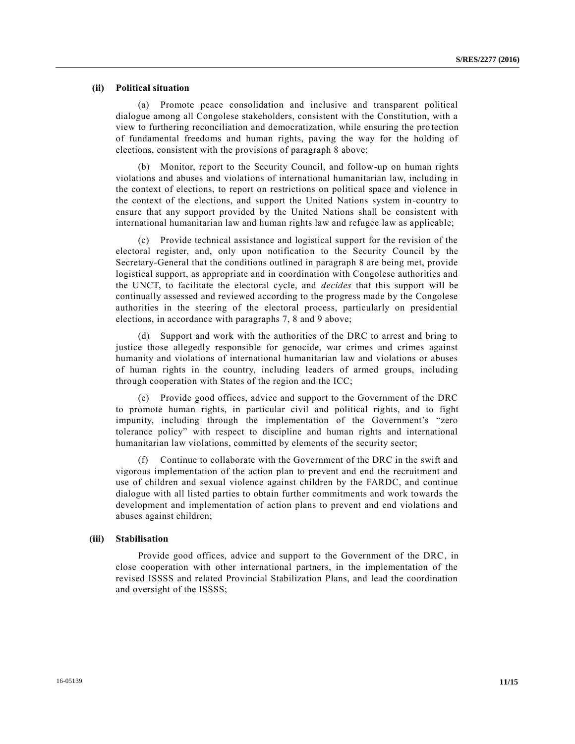**(ii) Political situation**

(a) Promote peace consolidation and inclusive and transparent political dialogue among all Congolese stakeholders, consistent with the Constitution, with a view to furthering reconciliation and democratization, while ensuring the protection of fundamental freedoms and human rights, paving the way for the holding of elections, consistent with the provisions of paragraph 8 above;

(b) Monitor, report to the Security Council, and follow-up on human rights violations and abuses and violations of international humanitarian law, including in the context of elections, to report on restrictions on political space and violence in the context of the elections, and support the United Nations system in-country to ensure that any support provided by the United Nations shall be consistent with international humanitarian law and human rights law and refugee law as applicable;

(c) Provide technical assistance and logistical support for the revision of the electoral register, and, only upon notification to the Security Council by the Secretary-General that the conditions outlined in paragraph 8 are being met, provide logistical support, as appropriate and in coordination with Congolese authorities and the UNCT, to facilitate the electoral cycle, and *decides* that this support will be continually assessed and reviewed according to the progress made by the Congolese authorities in the steering of the electoral process, particularly on presidential elections, in accordance with paragraphs 7, 8 and 9 above;

(d) Support and work with the authorities of the DRC to arrest and bring to justice those allegedly responsible for genocide, war crimes and crimes against humanity and violations of international humanitarian law and violations or abuses of human rights in the country, including leaders of armed groups, including through cooperation with States of the region and the ICC;

(e) Provide good offices, advice and support to the Government of the DRC to promote human rights, in particular civil and political rights, and to fight impunity, including through the implementation of the Government's "zero tolerance policy" with respect to discipline and human rights and international humanitarian law violations, committed by elements of the security sector;

(f) Continue to collaborate with the Government of the DRC in the swift and vigorous implementation of the action plan to prevent and end the recruitment and use of children and sexual violence against children by the FARDC, and continue dialogue with all listed parties to obtain further commitments and work towards the development and implementation of action plans to prevent and end violations and abuses against children;

**(iii) Stabilisation**

Provide good offices, advice and support to the Government of the DRC, in close cooperation with other international partners, in the implementation of the revised ISSSS and related Provincial Stabilization Plans, and lead the coordination and oversight of the ISSSS;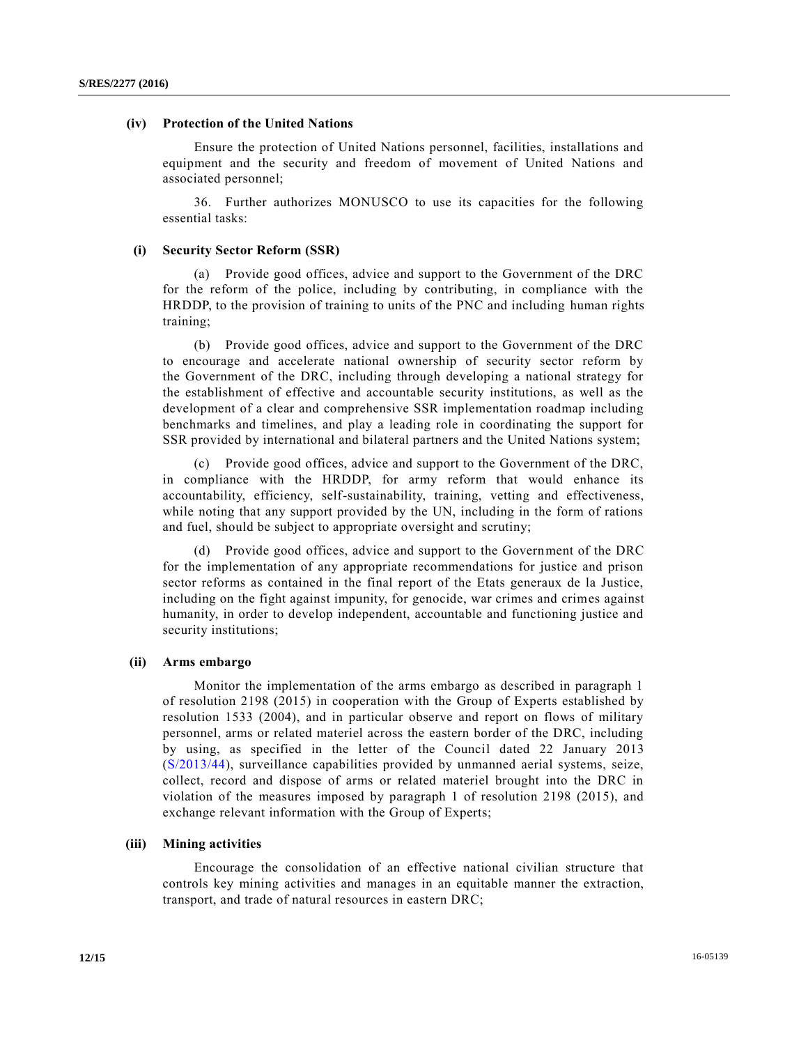#### (iv) Protection of the United Nations

Ensure the protection of United Nations personnel, facilities, installations and equipment and the security and freedom of movement of United Nations and associated personnel;

36. Further authorizes MONUSCO to use its capacities for the following essential tasks:

#### (i) Security Sector Reform (SSR)

(a) Provide good offices, advice and support to the Government of the DRC for the reform of the police, including by contributing, in compliance with the HRDDP, to the provision of training to units of the PNC and including human rights training;

(b) Provide good offices, advice and support to the Government of the DRC to encourage and accelerate national ownership of security sector reform by the Government of the DRC, including through developing a national strategy for the establishment of effective and accountable security institutions, as well as the development of a clear and comprehensive SSR implementation roadmap including benchmarks and timelines, and play a leading role in coordinating the support for SSR provided by international and bilateral partners and the United Nations system;

(c) Provide good offices, advice and support to the Government of the DRC, in compliance with the HRDDP, for army reform that would enhance its accountability, efficiency, self-sustainability, training, vetting and effectiveness, while noting that any support provided by the UN, including in the form of rations and fuel, should be subject to appropriate oversight and scrutiny;

(d) Provide good offices, advice and support to the Government of the DRC for the implementation of any appropriate recommendations for justice and prison sector reforms as contained in the final report of the Etats generaux de la Justice, including on the fight against impunity, for genocide, war crimes and crimes against humanity, in order to develop independent, accountable and functioning justice and security institutions;

#### (ii) Arms embargo

Monitor the implementation of the arms embargo as described in paragraph 1 of resolution 2198 (2015) in cooperation with the Group of Experts established by resolution 1533 (2004), and in particular observe and report on flows of military personnel, arms or related materiel across the eastern border of the DRC, including by using, as specified in the letter of the Council dated 22 January 2013 (S/2013/44), surveillance capabilities provided by unmanned aerial systems, seize, collect, record and dispose of arms or related materiel brought into the DRC in violation of the measures imposed by paragraph 1 of resolution 2198 (2015), and exchange relevant information with the Group of Experts;

#### (iii) Mining activities

Encourage the consolidation of an effective national civilian structure that controls key mining activities and manages in an equitable manner the extraction, transport, and trade of natural resources in eastern DRC;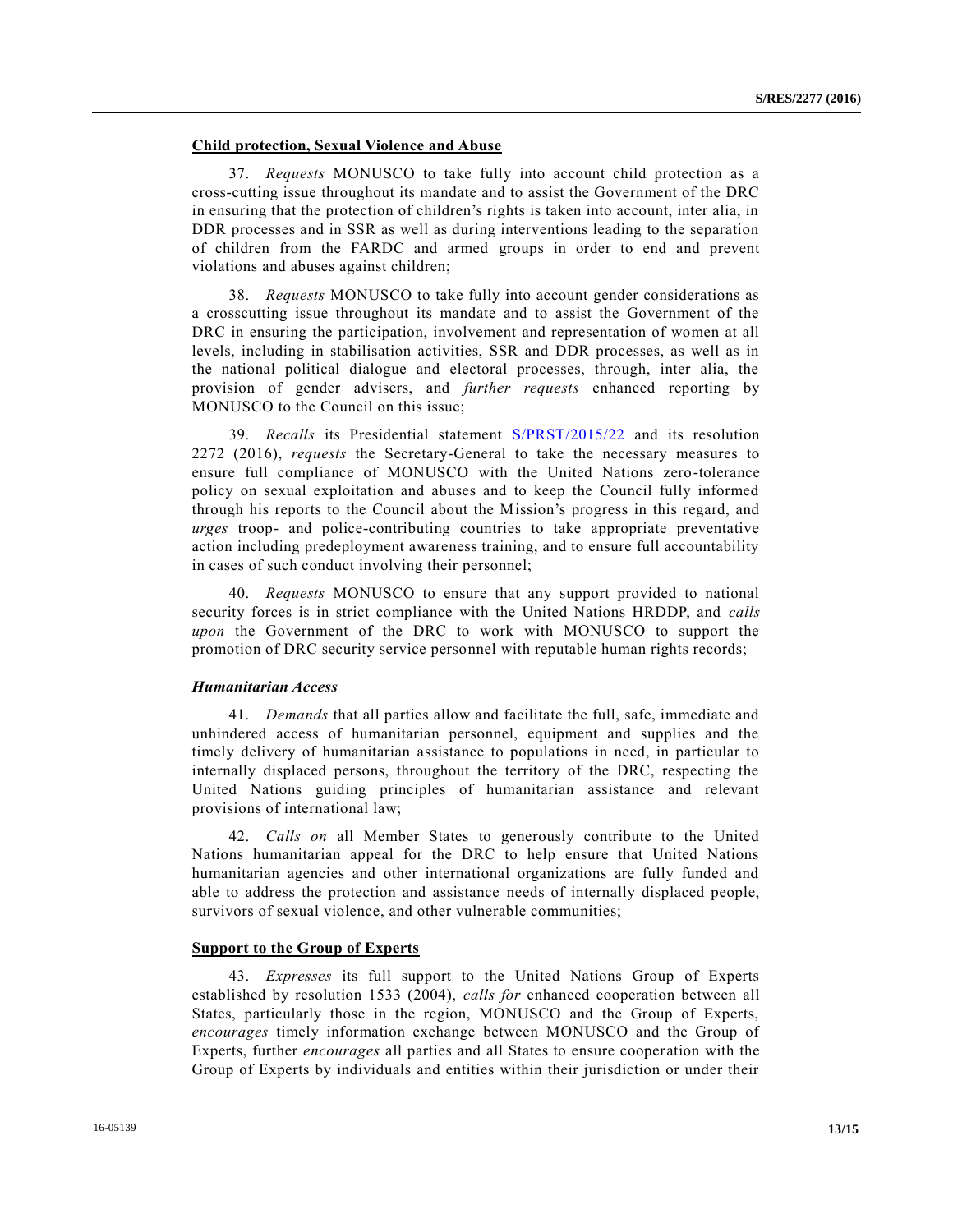**Child protection, Sexual Violence and Abuse**

37. *Requests* MONUSCO to take fully into account child protection as a cross-cutting issue throughout its mandate and to assist the Government of the DRC in ensuring that the protection of children's rights is taken into account, inter alia, in DDR processes and in SSR as well as during interventions leading to the separation of children from the FARDC and armed groups in order to end and prevent violations and abuses against children;

38. *Requests* MONUSCO to take fully into account gender considerations as a crosscutting issue throughout its mandate and to assist the Government of the DRC in ensuring the participation, involvement and representation of women at all levels, including in stabilisation activities, SSR and DDR processes, as well as in the national political dialogue and electoral processes, through, inter alia, the provision of gender advisers, and *further requests* enhanced reporting by MONUSCO to the Council on this issue;

39. *Recalls* its Presidential statement S/PRST/2015/22 and its resolution 2272 (2016), *requests* the Secretary-General to take the necessary measures to ensure full compliance of MONUSCO with the United Nations zero-tolerance policy on sexual exploitation and abuses and to keep the Council fully informed through his reports to the Council about the Mission's progress in this regard, and *urges* troop- and police-contributing countries to take appropriate preventative action including predeployment awareness training, and to ensure full accountability in cases of such conduct involving their personnel;

40. *Requests* MONUSCO to ensure that any support provided to national security forces is in strict compliance with the United Nations HRDDP, and *calls upon* the Government of the DRC to work with MONUSCO to support the promotion of DRC security service personnel with reputable human rights records;

***Humanitarian Access***

41. *Demands* that all parties allow and facilitate the full, safe, immediate and unhindered access of humanitarian personnel, equipment and supplies and the timely delivery of humanitarian assistance to populations in need, in particular to internally displaced persons, throughout the territory of the DRC, respecting the United Nations guiding principles of humanitarian assistance and relevant provisions of international law;

42. *Calls on* all Member States to generously contribute to the United Nations humanitarian appeal for the DRC to help ensure that United Nations humanitarian agencies and other international organizations are fully funded and able to address the protection and assistance needs of internally displaced people, survivors of sexual violence, and other vulnerable communities;

**Support to the Group of Experts**

43. *Expresses* its full support to the United Nations Group of Experts established by resolution 1533 (2004), *calls for* enhanced cooperation between all States, particularly those in the region, MONUSCO and the Group of Experts, *encourages* timely information exchange between MONUSCO and the Group of Experts, further *encourages* all parties and all States to ensure cooperation with the Group of Experts by individuals and entities within their jurisdiction or under their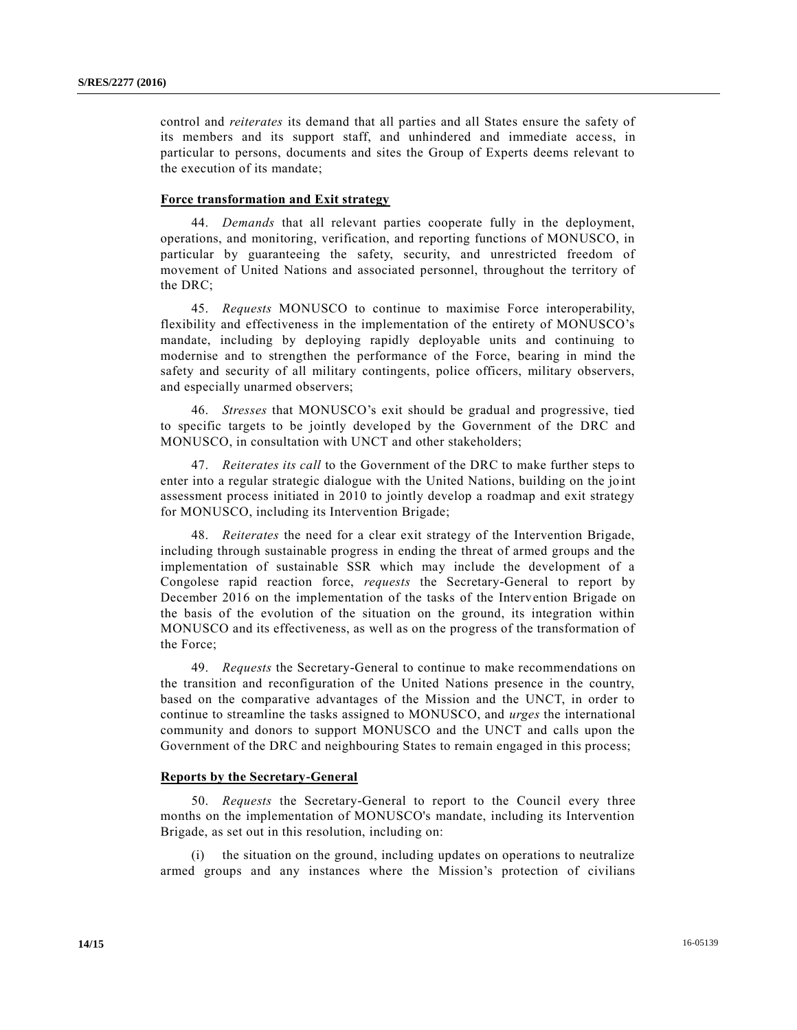control and *reiterates* its demand that all parties and all States ensure the safety of its members and its support staff, and unhindered and immediate access, in particular to persons, documents and sites the Group of Experts deems relevant to the execution of its mandate;

**Force transformation and Exit strategy**

44. *Demands* that all relevant parties cooperate fully in the deployment, operations, and monitoring, verification, and reporting functions of MONUSCO, in particular by guaranteeing the safety, security, and unrestricted freedom of movement of United Nations and associated personnel, throughout the territory of the DRC;

45. *Requests* MONUSCO to continue to maximise Force interoperability, flexibility and effectiveness in the implementation of the entirety of MONUSCO's mandate, including by deploying rapidly deployable units and continuing to modernise and to strengthen the performance of the Force, bearing in mind the safety and security of all military contingents, police officers, military observers, and especially unarmed observers;

46. *Stresses* that MONUSCO's exit should be gradual and progressive, tied to specific targets to be jointly developed by the Government of the DRC and MONUSCO, in consultation with UNCT and other stakeholders;

47. *Reiterates its call* to the Government of the DRC to make further steps to enter into a regular strategic dialogue with the United Nations, building on the joint assessment process initiated in 2010 to jointly develop a roadmap and exit strategy for MONUSCO, including its Intervention Brigade;

48. *Reiterates* the need for a clear exit strategy of the Intervention Brigade, including through sustainable progress in ending the threat of armed groups and the implementation of sustainable SSR which may include the development of a Congolese rapid reaction force, *requests* the Secretary-General to report by December 2016 on the implementation of the tasks of the Intervention Brigade on the basis of the evolution of the situation on the ground, its integration within MONUSCO and its effectiveness, as well as on the progress of the transformation of the Force;

49. *Requests* the Secretary-General to continue to make recommendations on the transition and reconfiguration of the United Nations presence in the country, based on the comparative advantages of the Mission and the UNCT, in order to continue to streamline the tasks assigned to MONUSCO, and *urges* the international community and donors to support MONUSCO and the UNCT and calls upon the Government of the DRC and neighbouring States to remain engaged in this process;

**Reports by the Secretary-General**

50. *Requests* the Secretary-General to report to the Council every three months on the implementation of MONUSCO's mandate, including its Intervention Brigade, as set out in this resolution, including on:

(i) the situation on the ground, including updates on operations to neutralize armed groups and any instances where the Mission's protection of civilians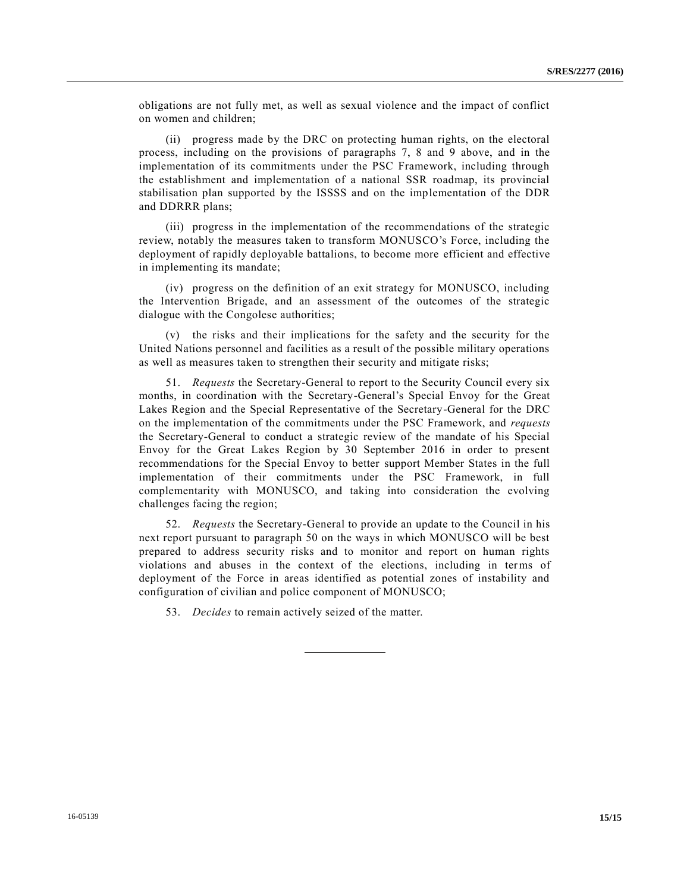obligations are not fully met, as well as sexual violence and the impact of conflict on women and children;

(ii) progress made by the DRC on protecting human rights, on the electoral process, including on the provisions of paragraphs 7, 8 and 9 above, and in the implementation of its commitments under the PSC Framework, including through the establishment and implementation of a national SSR roadmap, its provincial stabilisation plan supported by the ISSSS and on the implementation of the DDR and DDRRR plans;

(iii) progress in the implementation of the recommendations of the strategic review, notably the measures taken to transform MONUSCO's Force, including the deployment of rapidly deployable battalions, to become more efficient and effective in implementing its mandate;

(iv) progress on the definition of an exit strategy for MONUSCO, including the Intervention Brigade, and an assessment of the outcomes of the strategic dialogue with the Congolese authorities;

(v) the risks and their implications for the safety and the security for the United Nations personnel and facilities as a result of the possible military operations as well as measures taken to strengthen their security and mitigate risks;

51. *Requests* the Secretary-General to report to the Security Council every six months, in coordination with the Secretary-General's Special Envoy for the Great Lakes Region and the Special Representative of the Secretary-General for the DRC on the implementation of the commitments under the PSC Framework, and *requests* the Secretary-General to conduct a strategic review of the mandate of his Special Envoy for the Great Lakes Region by 30 September 2016 in order to present recommendations for the Special Envoy to better support Member States in the full implementation of their commitments under the PSC Framework, in full complementarity with MONUSCO, and taking into consideration the evolving challenges facing the region;

52. *Requests* the Secretary-General to provide an update to the Council in his next report pursuant to paragraph 50 on the ways in which MONUSCO will be best prepared to address security risks and to monitor and report on human rights violations and abuses in the context of the elections, including in terms of deployment of the Force in areas identified as potential zones of instability and configuration of civilian and police component of MONUSCO;

53. *Decides* to remain actively seized of the matter.